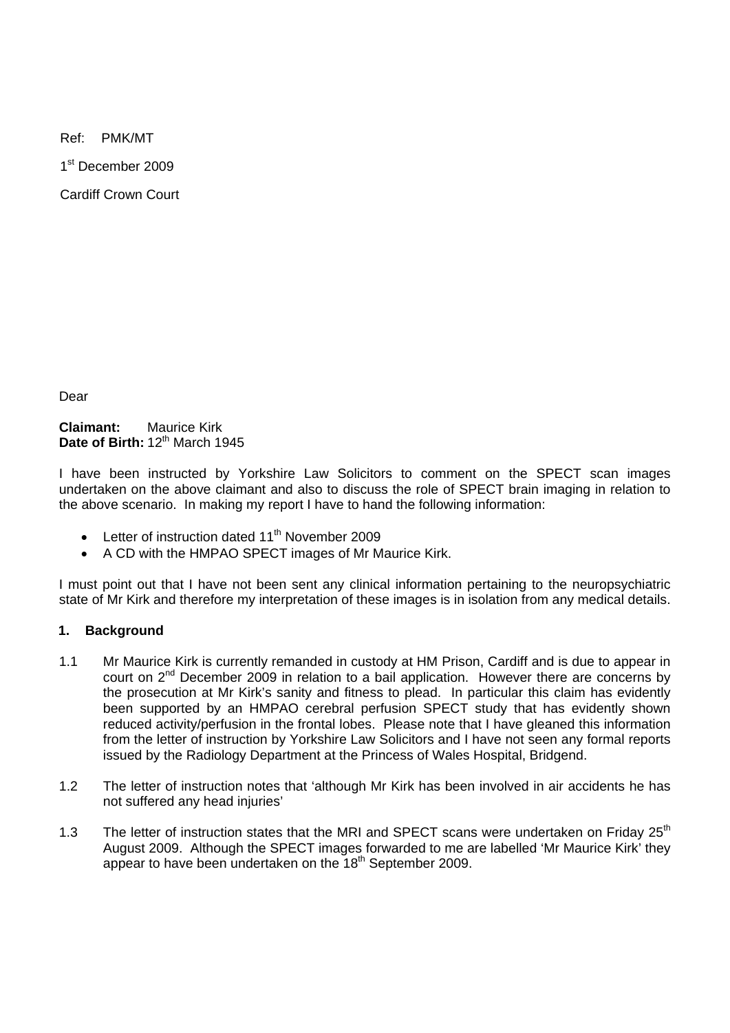Ref: PMK/MT

1st December 2009

Cardiff Crown Court

Dear

**Claimant:** Maurice Kirk
**Date of Birth:** 12th March 1945

I have been instructed by Yorkshire Law Solicitors to comment on the SPECT scan images undertaken on the above claimant and also to discuss the role of SPECT brain imaging in relation to the above scenario. In making my report I have to hand the following information:

- Letter of instruction dated 11th November 2009
- A CD with the HMPAO SPECT images of Mr Maurice Kirk.

I must point out that I have not been sent any clinical information pertaining to the neuropsychiatric state of Mr Kirk and therefore my interpretation of these images is in isolation from any medical details.

## 1. Background

1.1 Mr Maurice Kirk is currently remanded in custody at HM Prison, Cardiff and is due to appear in court on 2nd December 2009 in relation to a bail application. However there are concerns by the prosecution at Mr Kirk's sanity and fitness to plead. In particular this claim has evidently been supported by an HMPAO cerebral perfusion SPECT study that has evidently shown reduced activity/perfusion in the frontal lobes. Please note that I have gleaned this information from the letter of instruction by Yorkshire Law Solicitors and I have not seen any formal reports issued by the Radiology Department at the Princess of Wales Hospital, Bridgend.

1.2 The letter of instruction notes that 'although Mr Kirk has been involved in air accidents he has not suffered any head injuries'

1.3 The letter of instruction states that the MRI and SPECT scans were undertaken on Friday 25th August 2009. Although the SPECT images forwarded to me are labelled 'Mr Maurice Kirk' they appear to have been undertaken on the 18th September 2009.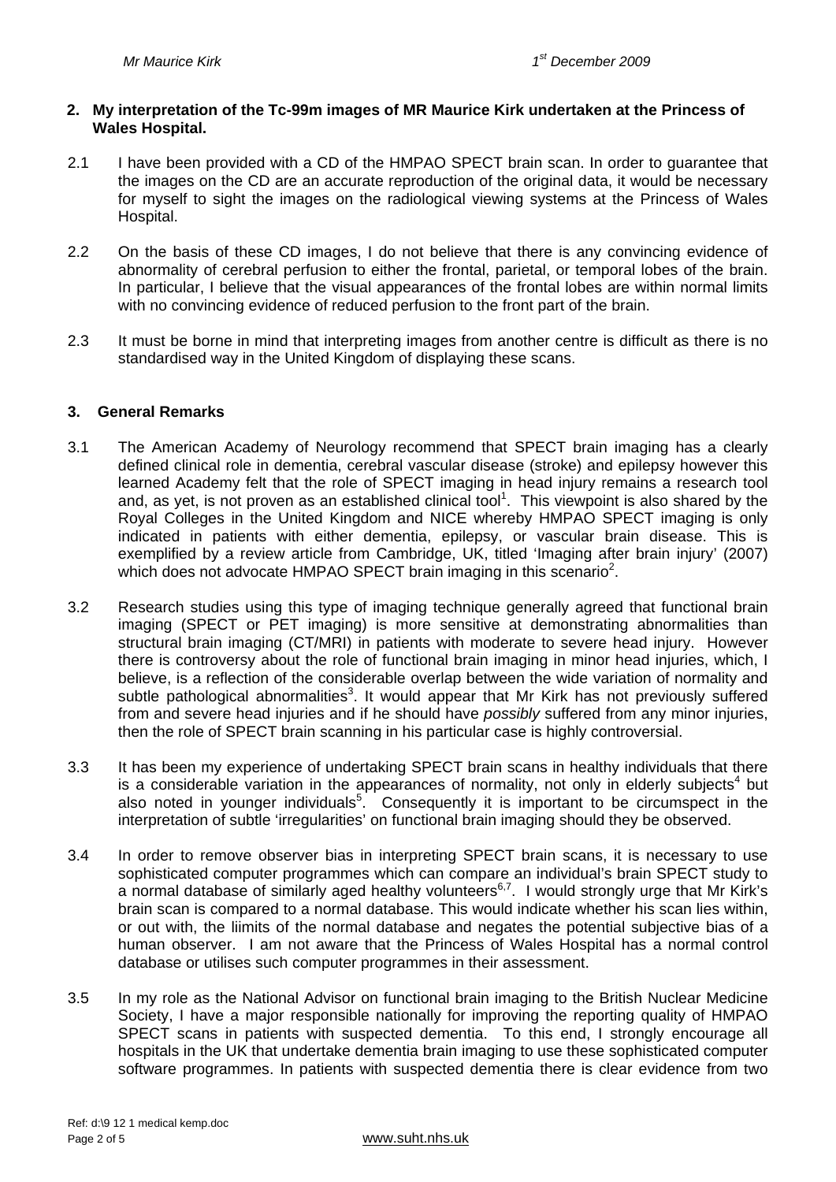## 2. My interpretation of the Tc-99m images of MR Maurice Kirk undertaken at the Princess of Wales Hospital.

2.1 I have been provided with a CD of the HMPAO SPECT brain scan. In order to guarantee that the images on the CD are an accurate reproduction of the original data, it would be necessary for myself to sight the images on the radiological viewing systems at the Princess of Wales Hospital.

2.2 On the basis of these CD images, I do not believe that there is any convincing evidence of abnormality of cerebral perfusion to either the frontal, parietal, or temporal lobes of the brain. In particular, I believe that the visual appearances of the frontal lobes are within normal limits with no convincing evidence of reduced perfusion to the front part of the brain.

2.3 It must be borne in mind that interpreting images from another centre is difficult as there is no standardised way in the United Kingdom of displaying these scans.

## 3. General Remarks

3.1 The American Academy of Neurology recommend that SPECT brain imaging has a clearly defined clinical role in dementia, cerebral vascular disease (stroke) and epilepsy however this learned Academy felt that the role of SPECT imaging in head injury remains a research tool and, as yet, is not proven as an established clinical tool[1]. This viewpoint is also shared by the Royal Colleges in the United Kingdom and NICE whereby HMPAO SPECT imaging is only indicated in patients with either dementia, epilepsy, or vascular brain disease. This is exemplified by a review article from Cambridge, UK, titled 'Imaging after brain injury' (2007) which does not advocate HMPAO SPECT brain imaging in this scenario[2].

3.2 Research studies using this type of imaging technique generally agreed that functional brain imaging (SPECT or PET imaging) is more sensitive at demonstrating abnormalities than structural brain imaging (CT/MRI) in patients with moderate to severe head injury. However there is controversy about the role of functional brain imaging in minor head injuries, which, I believe, is a reflection of the considerable overlap between the wide variation of normality and subtle pathological abnormalities[3]. It would appear that Mr Kirk has not previously suffered from and severe head injuries and if he should have *possibly* suffered from any minor injuries, then the role of SPECT brain scanning in his particular case is highly controversial.

3.3 It has been my experience of undertaking SPECT brain scans in healthy individuals that there is a considerable variation in the appearances of normality, not only in elderly subjects[4] but also noted in younger individuals[5]. Consequently it is important to be circumspect in the interpretation of subtle 'irregularities' on functional brain imaging should they be observed.

3.4 In order to remove observer bias in interpreting SPECT brain scans, it is necessary to use sophisticated computer programmes which can compare an individual's brain SPECT study to a normal database of similarly aged healthy volunteers[6,7]. I would strongly urge that Mr Kirk's brain scan is compared to a normal database. This would indicate whether his scan lies within, or out with, the liimits of the normal database and negates the potential subjective bias of a human observer. I am not aware that the Princess of Wales Hospital has a normal control database or utilises such computer programmes in their assessment.

3.5 In my role as the National Advisor on functional brain imaging to the British Nuclear Medicine Society, I have a major responsible nationally for improving the reporting quality of HMPAO SPECT scans in patients with suspected dementia. To this end, I strongly encourage all hospitals in the UK that undertake dementia brain imaging to use these sophisticated computer software programmes. In patients with suspected dementia there is clear evidence from two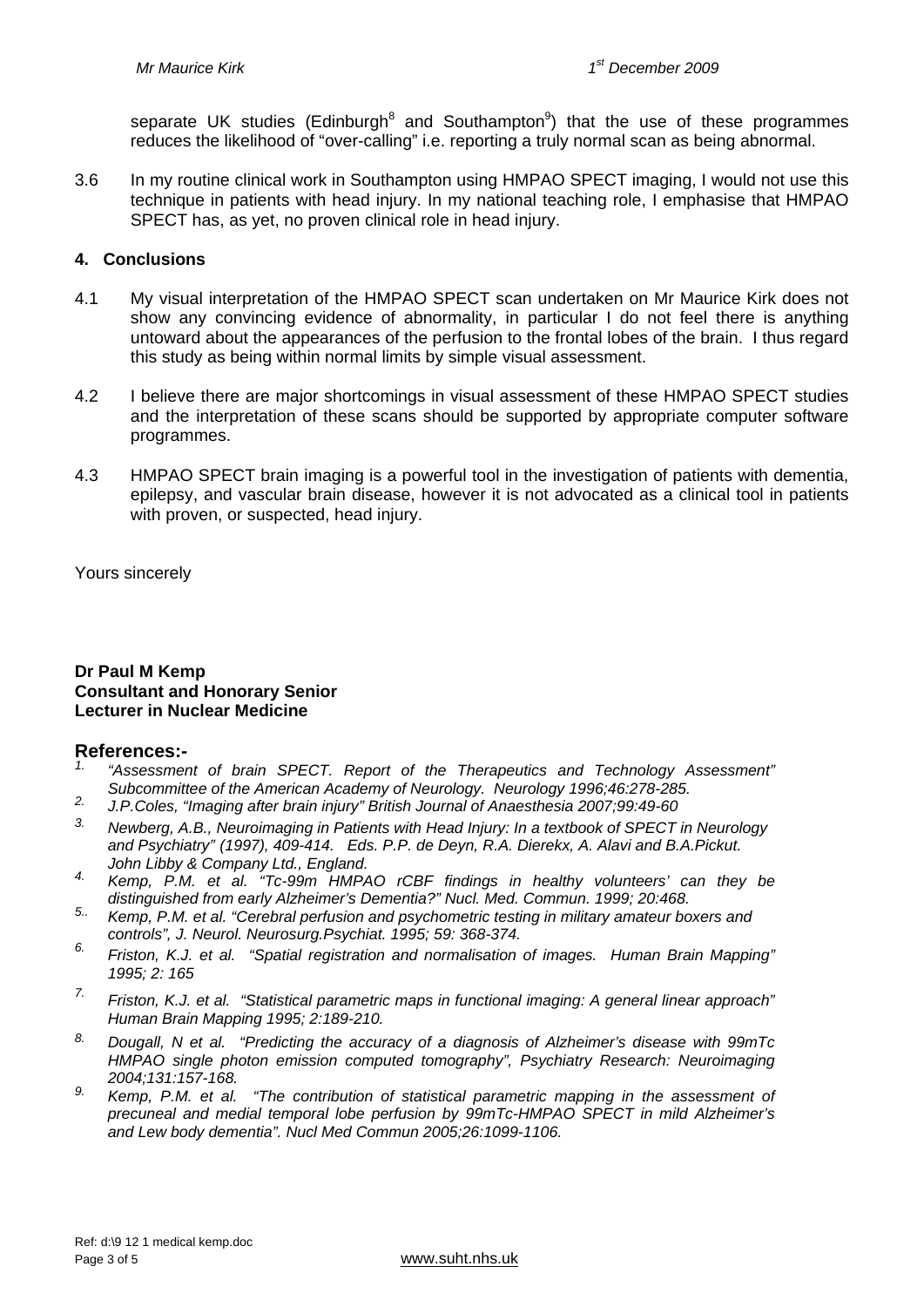separate UK studies (Edinburgh[8] and Southampton[9]) that the use of these programmes reduces the likelihood of "over-calling" i.e. reporting a truly normal scan as being abnormal.

3.6 In my routine clinical work in Southampton using HMPAO SPECT imaging, I would not use this technique in patients with head injury. In my national teaching role, I emphasise that HMPAO SPECT has, as yet, no proven clinical role in head injury.

## 4. Conclusions

4.1 My visual interpretation of the HMPAO SPECT scan undertaken on Mr Maurice Kirk does not show any convincing evidence of abnormality, in particular I do not feel there is anything untoward about the appearances of the perfusion to the frontal lobes of the brain. I thus regard this study as being within normal limits by simple visual assessment.

4.2 I believe there are major shortcomings in visual assessment of these HMPAO SPECT studies and the interpretation of these scans should be supported by appropriate computer software programmes.

4.3 HMPAO SPECT brain imaging is a powerful tool in the investigation of patients with dementia, epilepsy, and vascular brain disease, however it is not advocated as a clinical tool in patients with proven, or suspected, head injury.

Yours sincerely

**Dr Paul M Kemp**
**Consultant and Honorary Senior**
**Lecturer in Nuclear Medicine**

## References:-

1. *"Assessment of brain SPECT. Report of the Therapeutics and Technology Assessment" Subcommittee of the American Academy of Neurology. Neurology 1996;46:278-285.*
2. *J.P.Coles, "Imaging after brain injury" British Journal of Anaesthesia 2007;99:49-60*
3. *Newberg, A.B., Neuroimaging in Patients with Head Injury: In a textbook of SPECT in Neurology and Psychiatry" (1997), 409-414. Eds. P.P. de Deyn, R.A. Dierekx, A. Alavi and B.A.Pickut. John Libby & Company Ltd., England.*
4. *Kemp, P.M. et al. "Tc-99m HMPAO rCBF findings in healthy volunteers' can they be distinguished from early Alzheimer's Dementia?" Nucl. Med. Commun. 1999; 20:468.*
5. *Kemp, P.M. et al. "Cerebral perfusion and psychometric testing in military amateur boxers and controls", J. Neurol. Neurosurg.Psychiat. 1995; 59: 368-374.*
6. *Friston, K.J. et al. "Spatial registration and normalisation of images. Human Brain Mapping" 1995; 2: 165*
7. *Friston, K.J. et al. "Statistical parametric maps in functional imaging: A general linear approach" Human Brain Mapping 1995; 2:189-210.*
8. *Dougall, N et al. "Predicting the accuracy of a diagnosis of Alzheimer's disease with 99mTc HMPAO single photon emission computed tomography", Psychiatry Research: Neuroimaging 2004;131:157-168.*
9. *Kemp, P.M. et al. "The contribution of statistical parametric mapping in the assessment of precuneal and medial temporal lobe perfusion by 99mTc-HMPAO SPECT in mild Alzheimer's and Lew body dementia". Nucl Med Commun 2005;26:1099-1106.*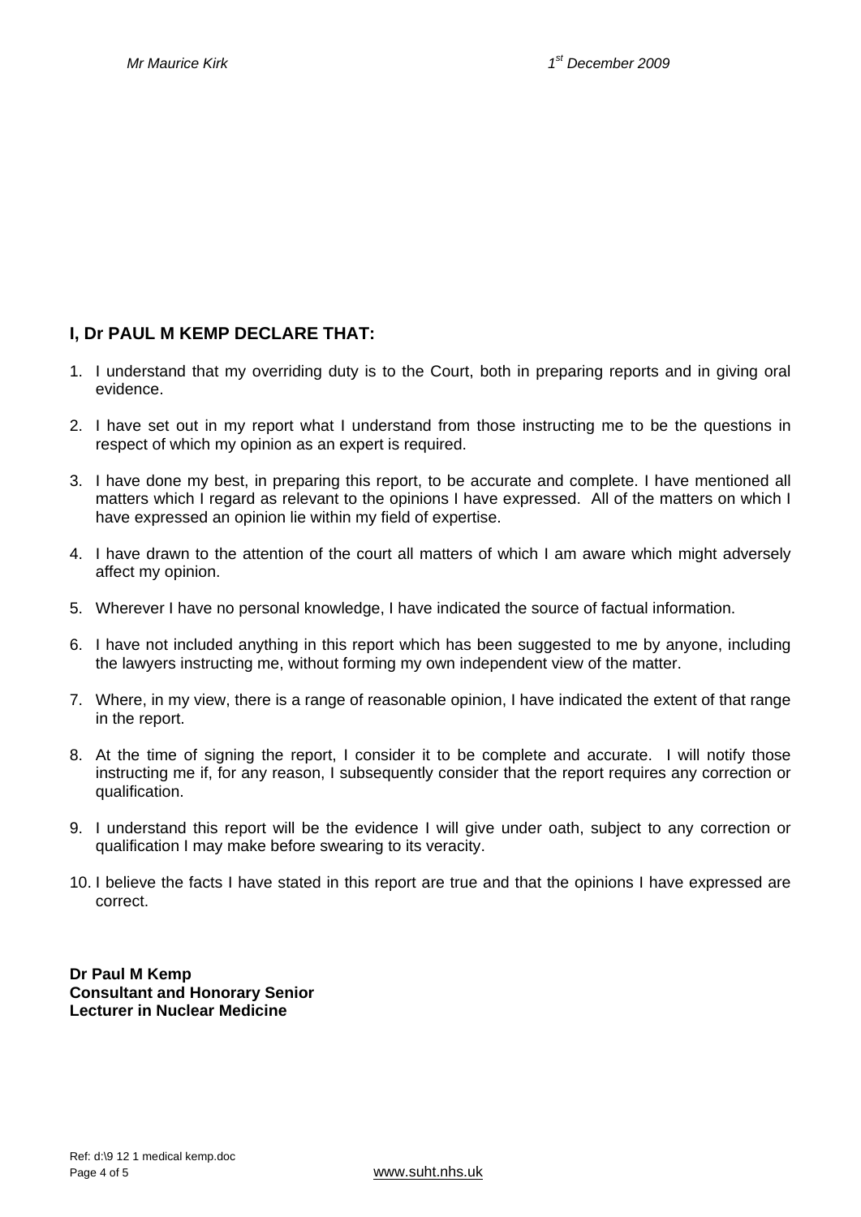## I, Dr PAUL M KEMP DECLARE THAT:

1. I understand that my overriding duty is to the Court, both in preparing reports and in giving oral evidence.

2. I have set out in my report what I understand from those instructing me to be the questions in respect of which my opinion as an expert is required.

3. I have done my best, in preparing this report, to be accurate and complete. I have mentioned all matters which I regard as relevant to the opinions I have expressed. All of the matters on which I have expressed an opinion lie within my field of expertise.

4. I have drawn to the attention of the court all matters of which I am aware which might adversely affect my opinion.

5. Wherever I have no personal knowledge, I have indicated the source of factual information.

6. I have not included anything in this report which has been suggested to me by anyone, including the lawyers instructing me, without forming my own independent view of the matter.

7. Where, in my view, there is a range of reasonable opinion, I have indicated the extent of that range in the report.

8. At the time of signing the report, I consider it to be complete and accurate. I will notify those instructing me if, for any reason, I subsequently consider that the report requires any correction or qualification.

9. I understand this report will be the evidence I will give under oath, subject to any correction or qualification I may make before swearing to its veracity.

10. I believe the facts I have stated in this report are true and that the opinions I have expressed are correct.

**Dr Paul M Kemp**
**Consultant and Honorary Senior**
**Lecturer in Nuclear Medicine**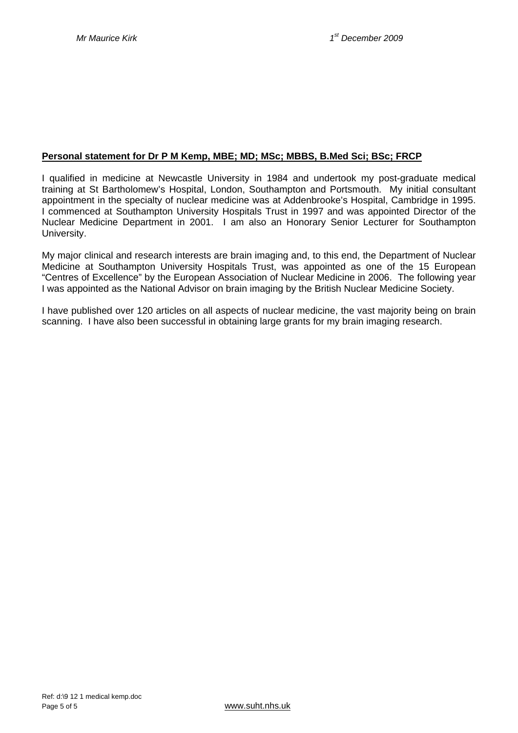**Personal statement for Dr P M Kemp, MBE; MD; MSc; MBBS, B.Med Sci; BSc; FRCP**

I qualified in medicine at Newcastle University in 1984 and undertook my post-graduate medical training at St Bartholomew's Hospital, London, Southampton and Portsmouth. My initial consultant appointment in the specialty of nuclear medicine was at Addenbrooke's Hospital, Cambridge in 1995. I commenced at Southampton University Hospitals Trust in 1997 and was appointed Director of the Nuclear Medicine Department in 2001. I am also an Honorary Senior Lecturer for Southampton University.

My major clinical and research interests are brain imaging and, to this end, the Department of Nuclear Medicine at Southampton University Hospitals Trust, was appointed as one of the 15 European "Centres of Excellence" by the European Association of Nuclear Medicine in 2006. The following year I was appointed as the National Advisor on brain imaging by the British Nuclear Medicine Society.

I have published over 120 articles on all aspects of nuclear medicine, the vast majority being on brain scanning. I have also been successful in obtaining large grants for my brain imaging research.